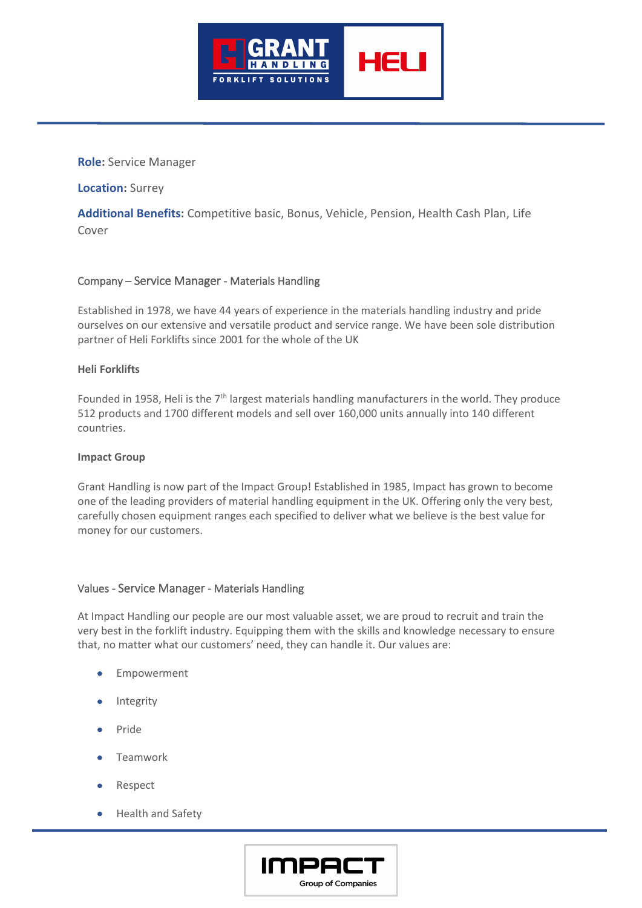**Role:** Service Manager

**Location:** Surrey

**Additional Benefits:** Competitive basic, Bonus, Vehicle, Pension, Health Cash Plan, Life Cover

## Company – Service Manager - Materials Handling

Established in 1978, we have 44 years of experience in the materials handling industry and pride ourselves on our extensive and versatile product and service range. We have been sole distribution partner of Heli Forklifts since 2001 for the whole of the UK

**Heli Forklifts**

Founded in 1958, Heli is the 7th largest materials handling manufacturers in the world. They produce 512 products and 1700 different models and sell over 160,000 units annually into 140 different countries.

**Impact Group**

Grant Handling is now part of the Impact Group! Established in 1985, Impact has grown to become one of the leading providers of material handling equipment in the UK. Offering only the very best, carefully chosen equipment ranges each specified to deliver what we believe is the best value for money for our customers.

## Values - Service Manager - Materials Handling

At Impact Handling our people are our most valuable asset, we are proud to recruit and train the very best in the forklift industry. Equipping them with the skills and knowledge necessary to ensure that, no matter what our customers' need, they can handle it. Our values are:

- Empowerment
- Integrity
- Pride
- Teamwork
- Respect
- Health and Safety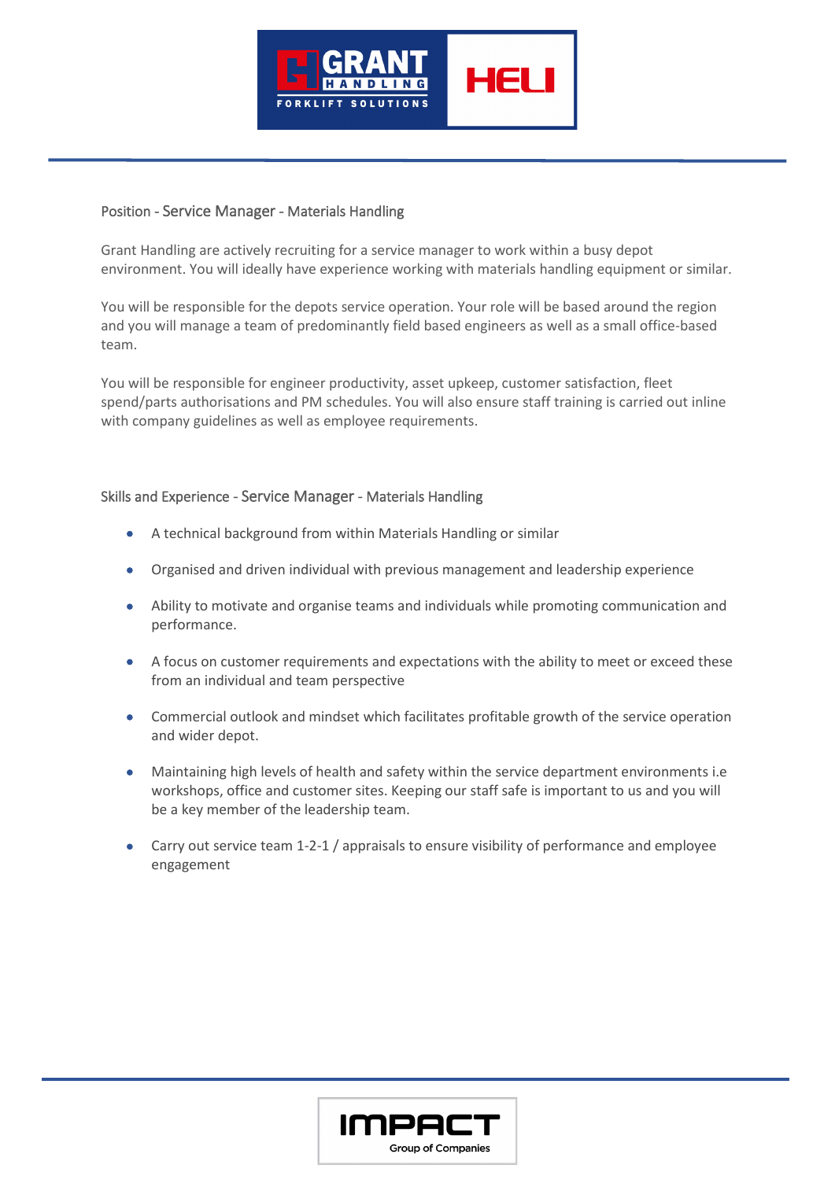## Position - Service Manager - Materials Handling

Grant Handling are actively recruiting for a service manager to work within a busy depot environment. You will ideally have experience working with materials handling equipment or similar.

You will be responsible for the depots service operation. Your role will be based around the region and you will manage a team of predominantly field based engineers as well as a small office-based team.

You will be responsible for engineer productivity, asset upkeep, customer satisfaction, fleet spend/parts authorisations and PM schedules. You will also ensure staff training is carried out inline with company guidelines as well as employee requirements.

## Skills and Experience - Service Manager - Materials Handling

- A technical background from within Materials Handling or similar
- Organised and driven individual with previous management and leadership experience
- Ability to motivate and organise teams and individuals while promoting communication and performance.
- A focus on customer requirements and expectations with the ability to meet or exceed these from an individual and team perspective
- Commercial outlook and mindset which facilitates profitable growth of the service operation and wider depot.
- Maintaining high levels of health and safety within the service department environments i.e workshops, office and customer sites. Keeping our staff safe is important to us and you will be a key member of the leadership team.
- Carry out service team 1-2-1 / appraisals to ensure visibility of performance and employee engagement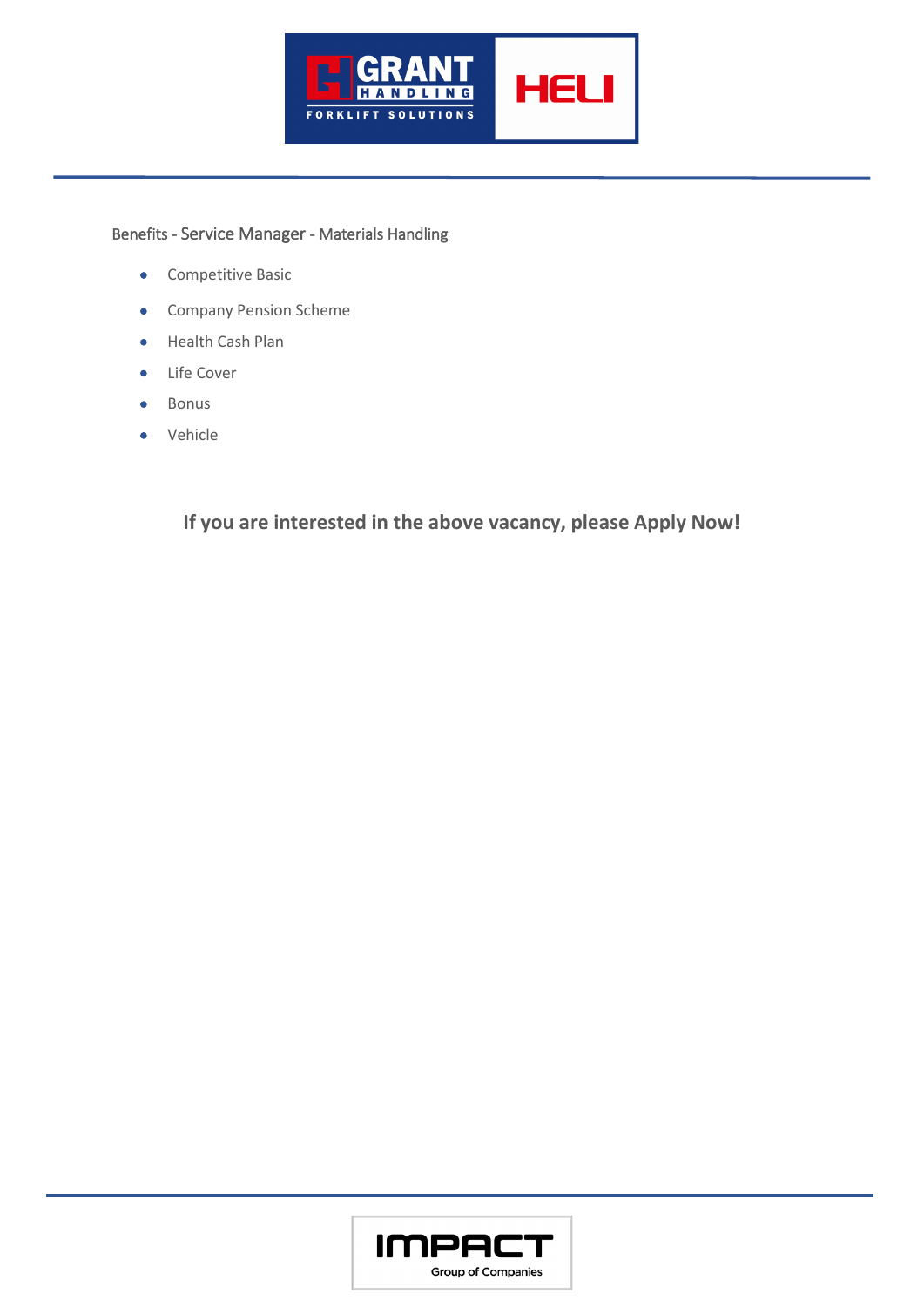Benefits - Service Manager - Materials Handling

- Competitive Basic
- Company Pension Scheme
- Health Cash Plan
- Life Cover
- Bonus
- Vehicle

**If you are interested in the above vacancy, please Apply Now!**